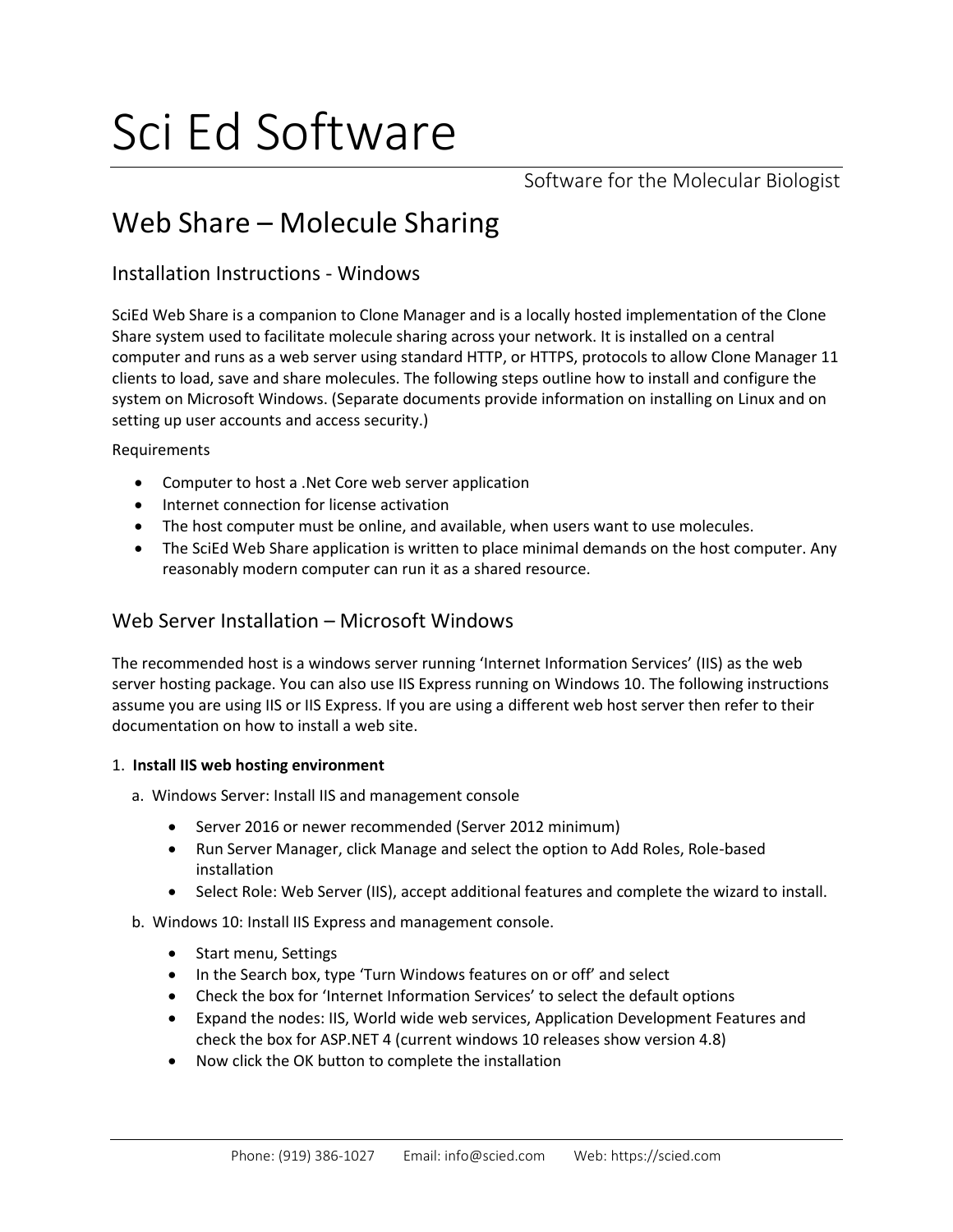# Sci Ed Software

Software for the Molecular Biologist

## Web Share – Molecule Sharing

### Installation Instructions - Windows

SciEd Web Share is a companion to Clone Manager and is a locally hosted implementation of the Clone Share system used to facilitate molecule sharing across your network. It is installed on a central computer and runs as a web server using standard HTTP, or HTTPS, protocols to allow Clone Manager 11 clients to load, save and share molecules. The following steps outline how to install and configure the system on Microsoft Windows. (Separate documents provide information on installing on Linux and on setting up user accounts and access security.)

Requirements

- Computer to host a .Net Core web server application
- Internet connection for license activation
- The host computer must be online, and available, when users want to use molecules.
- The SciEd Web Share application is written to place minimal demands on the host computer. Any reasonably modern computer can run it as a shared resource.

### Web Server Installation – Microsoft Windows

The recommended host is a windows server running 'Internet Information Services' (IIS) as the web server hosting package. You can also use IIS Express running on Windows 10. The following instructions assume you are using IIS or IIS Express. If you are using a different web host server then refer to their documentation on how to install a web site.

1. **Install IIS web hosting environment**

   a. Windows Server: Install IIS and management console

      - Server 2016 or newer recommended (Server 2012 minimum)
      - Run Server Manager, click Manage and select the option to Add Roles, Role-based installation
      - Select Role: Web Server (IIS), accept additional features and complete the wizard to install.

   b. Windows 10: Install IIS Express and management console.

      - Start menu, Settings
      - In the Search box, type 'Turn Windows features on or off' and select
      - Check the box for 'Internet Information Services' to select the default options
      - Expand the nodes: IIS, World wide web services, Application Development Features and check the box for ASP.NET 4 (current windows 10 releases show version 4.8)
      - Now click the OK button to complete the installation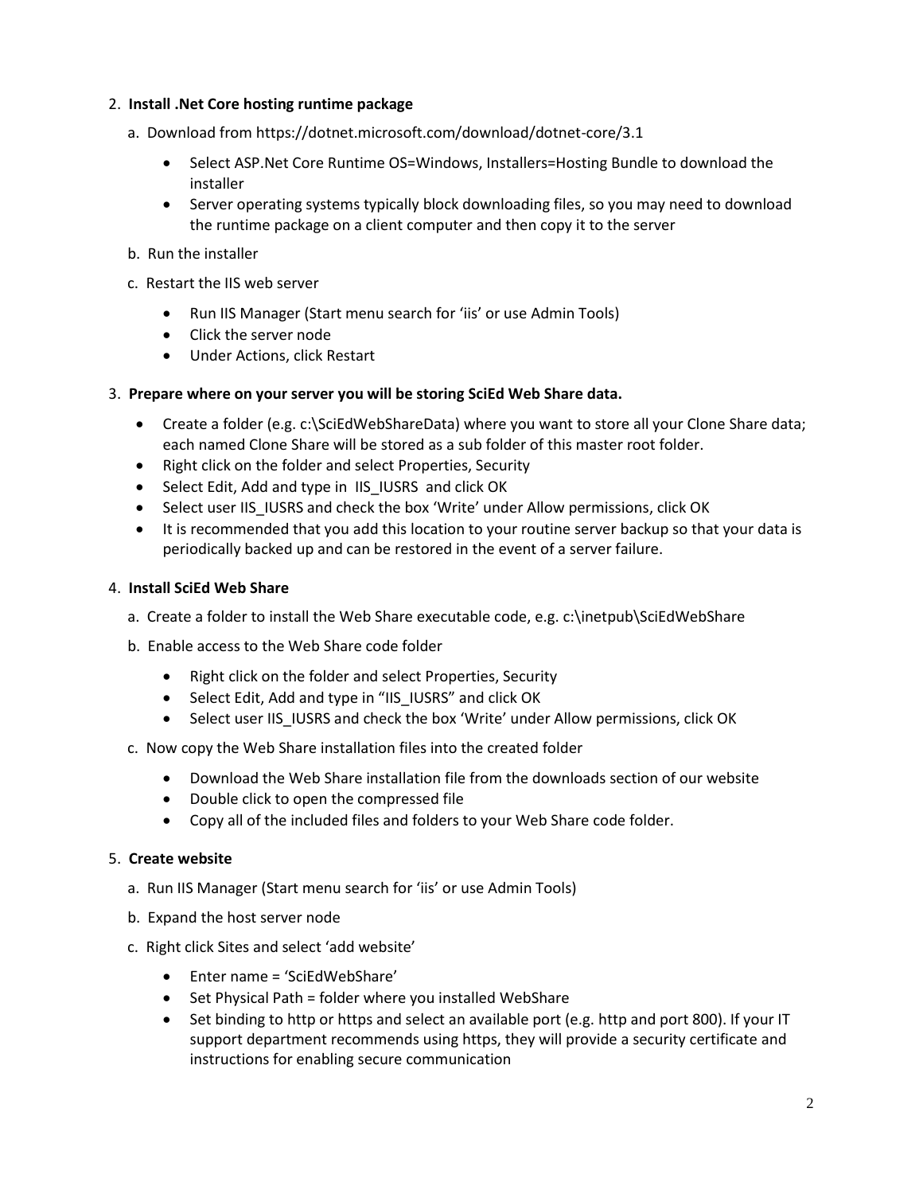2. **Install .Net Core hosting runtime package**

   a. Download from https://dotnet.microsoft.com/download/dotnet-core/3.1

      - Select ASP.Net Core Runtime OS=Windows, Installers=Hosting Bundle to download the installer
      - Server operating systems typically block downloading files, so you may need to download the runtime package on a client computer and then copy it to the server

   b. Run the installer

   c. Restart the IIS web server

      - Run IIS Manager (Start menu search for 'iis' or use Admin Tools)
      - Click the server node
      - Under Actions, click Restart

3. **Prepare where on your server you will be storing SciEd Web Share data.**

   - Create a folder (e.g. c:\SciEdWebShareData) where you want to store all your Clone Share data; each named Clone Share will be stored as a sub folder of this master root folder.
   - Right click on the folder and select Properties, Security
   - Select Edit, Add and type in IIS_IUSRS and click OK
   - Select user IIS_IUSRS and check the box 'Write' under Allow permissions, click OK
   - It is recommended that you add this location to your routine server backup so that your data is periodically backed up and can be restored in the event of a server failure.

4. **Install SciEd Web Share**

   a. Create a folder to install the Web Share executable code, e.g. c:\inetpub\SciEdWebShare

   b. Enable access to the Web Share code folder

      - Right click on the folder and select Properties, Security
      - Select Edit, Add and type in "IIS_IUSRS" and click OK
      - Select user IIS_IUSRS and check the box 'Write' under Allow permissions, click OK

   c. Now copy the Web Share installation files into the created folder

      - Download the Web Share installation file from the downloads section of our website
      - Double click to open the compressed file
      - Copy all of the included files and folders to your Web Share code folder.

5. **Create website**

   a. Run IIS Manager (Start menu search for 'iis' or use Admin Tools)

   b. Expand the host server node

   c. Right click Sites and select 'add website'

      - Enter name = 'SciEdWebShare'
      - Set Physical Path = folder where you installed WebShare
      - Set binding to http or https and select an available port (e.g. http and port 800). If your IT support department recommends using https, they will provide a security certificate and instructions for enabling secure communication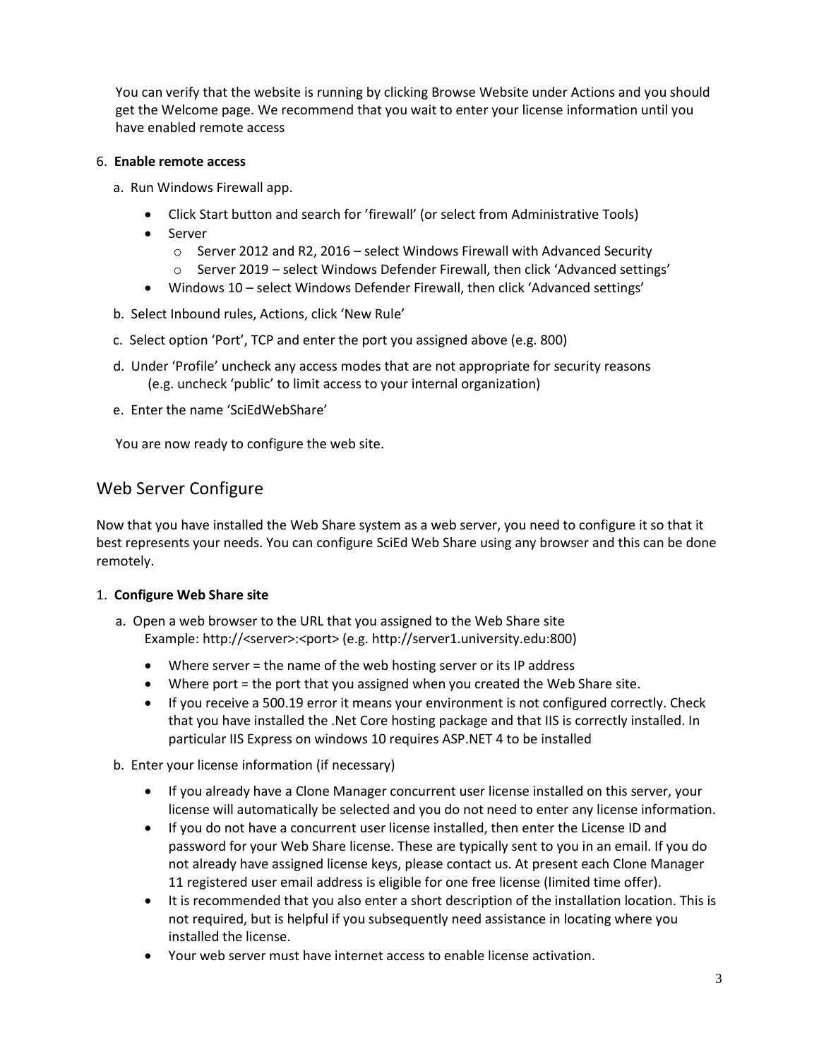You can verify that the website is running by clicking Browse Website under Actions and you should get the Welcome page. We recommend that you wait to enter your license information until you have enabled remote access

6. **Enable remote access**

   a. Run Windows Firewall app.

   - Click Start button and search for 'firewall' (or select from Administrative Tools)
   - Server
     - Server 2012 and R2, 2016 – select Windows Firewall with Advanced Security
     - Server 2019 – select Windows Defender Firewall, then click 'Advanced settings'
   - Windows 10 – select Windows Defender Firewall, then click 'Advanced settings'

   b. Select Inbound rules, Actions, click 'New Rule'

   c. Select option 'Port', TCP and enter the port you assigned above (e.g. 800)

   d. Under 'Profile' uncheck any access modes that are not appropriate for security reasons (e.g. uncheck 'public' to limit access to your internal organization)

   e. Enter the name 'SciEdWebShare'

You are now ready to configure the web site.

## Web Server Configure

Now that you have installed the Web Share system as a web server, you need to configure it so that it best represents your needs. You can configure SciEd Web Share using any browser and this can be done remotely.

1. **Configure Web Share site**

   a. Open a web browser to the URL that you assigned to the Web Share site
      Example: http://<server>:<port> (e.g. http://server1.university.edu:800)

   - Where server = the name of the web hosting server or its IP address
   - Where port = the port that you assigned when you created the Web Share site.
   - If you receive a 500.19 error it means your environment is not configured correctly. Check that you have installed the .Net Core hosting package and that IIS is correctly installed. In particular IIS Express on windows 10 requires ASP.NET 4 to be installed

   b. Enter your license information (if necessary)

   - If you already have a Clone Manager concurrent user license installed on this server, your license will automatically be selected and you do not need to enter any license information.
   - If you do not have a concurrent user license installed, then enter the License ID and password for your Web Share license. These are typically sent to you in an email. If you do not already have assigned license keys, please contact us. At present each Clone Manager 11 registered user email address is eligible for one free license (limited time offer).
   - It is recommended that you also enter a short description of the installation location. This is not required, but is helpful if you subsequently need assistance in locating where you installed the license.
   - Your web server must have internet access to enable license activation.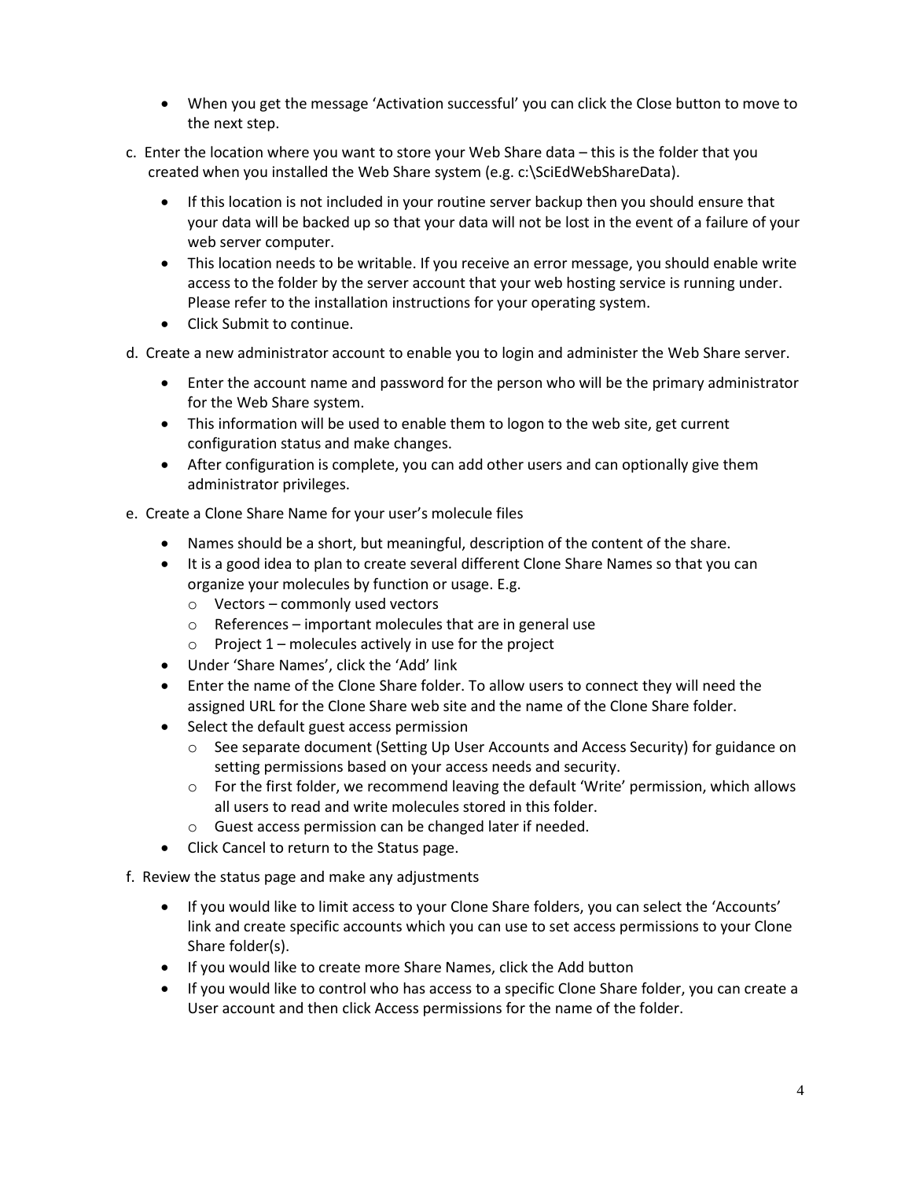- When you get the message 'Activation successful' you can click the Close button to move to the next step.

c. Enter the location where you want to store your Web Share data – this is the folder that you created when you installed the Web Share system (e.g. c:\SciEdWebShareData).

- If this location is not included in your routine server backup then you should ensure that your data will be backed up so that your data will not be lost in the event of a failure of your web server computer.
- This location needs to be writable. If you receive an error message, you should enable write access to the folder by the server account that your web hosting service is running under. Please refer to the installation instructions for your operating system.
- Click Submit to continue.

d. Create a new administrator account to enable you to login and administer the Web Share server.

- Enter the account name and password for the person who will be the primary administrator for the Web Share system.
- This information will be used to enable them to logon to the web site, get current configuration status and make changes.
- After configuration is complete, you can add other users and can optionally give them administrator privileges.

e. Create a Clone Share Name for your user's molecule files

- Names should be a short, but meaningful, description of the content of the share.
- It is a good idea to plan to create several different Clone Share Names so that you can organize your molecules by function or usage. E.g.
  - Vectors – commonly used vectors
  - References – important molecules that are in general use
  - Project 1 – molecules actively in use for the project
- Under 'Share Names', click the 'Add' link
- Enter the name of the Clone Share folder. To allow users to connect they will need the assigned URL for the Clone Share web site and the name of the Clone Share folder.
- Select the default guest access permission
  - See separate document (Setting Up User Accounts and Access Security) for guidance on setting permissions based on your access needs and security.
  - For the first folder, we recommend leaving the default 'Write' permission, which allows all users to read and write molecules stored in this folder.
  - Guest access permission can be changed later if needed.
- Click Cancel to return to the Status page.

f. Review the status page and make any adjustments

- If you would like to limit access to your Clone Share folders, you can select the 'Accounts' link and create specific accounts which you can use to set access permissions to your Clone Share folder(s).
- If you would like to create more Share Names, click the Add button
- If you would like to control who has access to a specific Clone Share folder, you can create a User account and then click Access permissions for the name of the folder.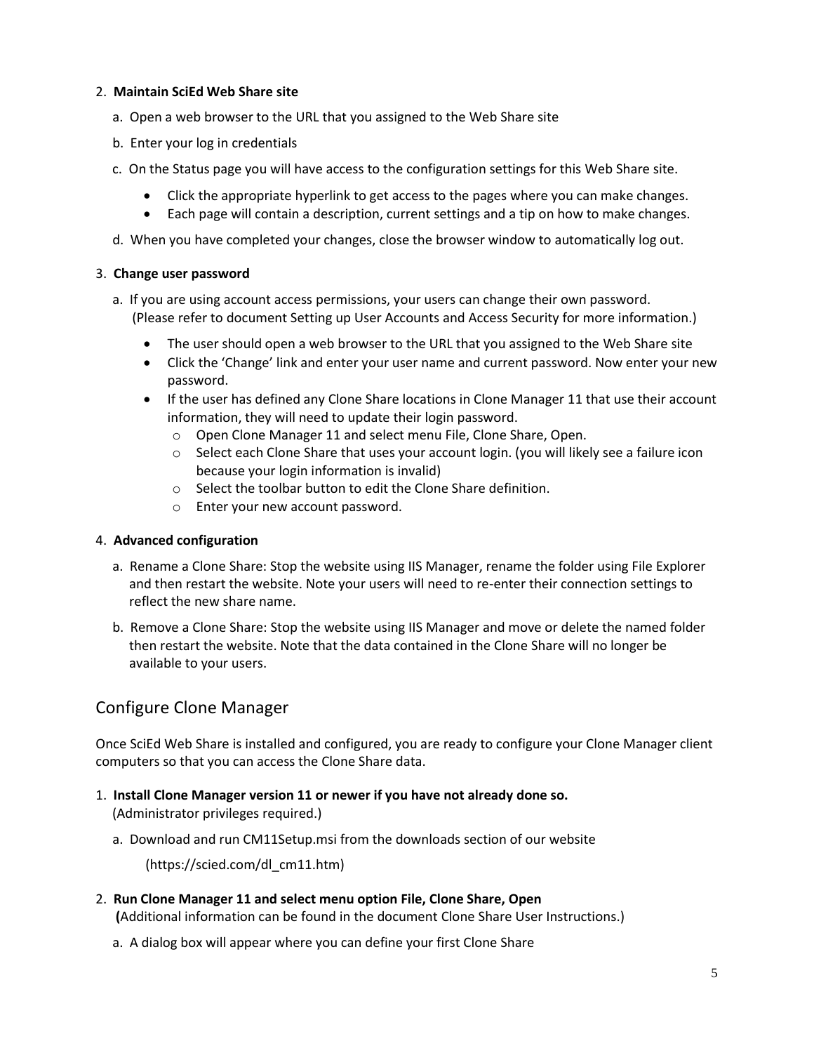2. **Maintain SciEd Web Share site**

   a. Open a web browser to the URL that you assigned to the Web Share site

   b. Enter your log in credentials

   c. On the Status page you will have access to the configuration settings for this Web Share site.

      - Click the appropriate hyperlink to get access to the pages where you can make changes.
      - Each page will contain a description, current settings and a tip on how to make changes.

   d. When you have completed your changes, close the browser window to automatically log out.

3. **Change user password**

   a. If you are using account access permissions, your users can change their own password. (Please refer to document Setting up User Accounts and Access Security for more information.)

      - The user should open a web browser to the URL that you assigned to the Web Share site
      - Click the 'Change' link and enter your user name and current password. Now enter your new password.
      - If the user has defined any Clone Share locations in Clone Manager 11 that use their account information, they will need to update their login password.
        - Open Clone Manager 11 and select menu File, Clone Share, Open.
        - Select each Clone Share that uses your account login. (you will likely see a failure icon because your login information is invalid)
        - Select the toolbar button to edit the Clone Share definition.
        - Enter your new account password.

4. **Advanced configuration**

   a. Rename a Clone Share: Stop the website using IIS Manager, rename the folder using File Explorer and then restart the website. Note your users will need to re-enter their connection settings to reflect the new share name.

   b. Remove a Clone Share: Stop the website using IIS Manager and move or delete the named folder then restart the website. Note that the data contained in the Clone Share will no longer be available to your users.

## Configure Clone Manager

Once SciEd Web Share is installed and configured, you are ready to configure your Clone Manager client computers so that you can access the Clone Share data.

1. **Install Clone Manager version 11 or newer if you have not already done so.**
   (Administrator privileges required.)

   a. Download and run CM11Setup.msi from the downloads section of our website

      (https://scied.com/dl_cm11.htm)

2. **Run Clone Manager 11 and select menu option File, Clone Share, Open**
   **(**Additional information can be found in the document Clone Share User Instructions.)

   a. A dialog box will appear where you can define your first Clone Share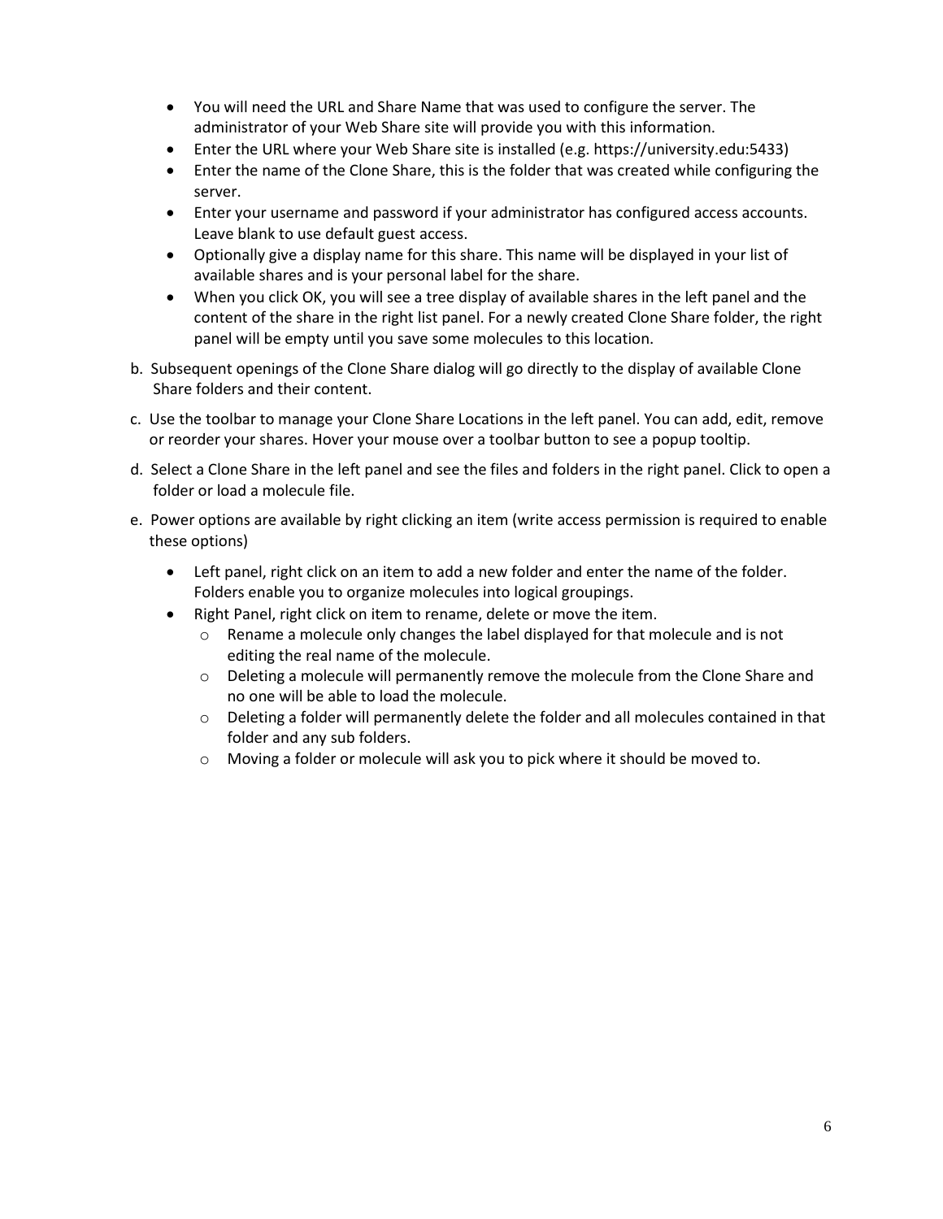- You will need the URL and Share Name that was used to configure the server. The administrator of your Web Share site will provide you with this information.
- Enter the URL where your Web Share site is installed (e.g. https://university.edu:5433)
- Enter the name of the Clone Share, this is the folder that was created while configuring the server.
- Enter your username and password if your administrator has configured access accounts. Leave blank to use default guest access.
- Optionally give a display name for this share. This name will be displayed in your list of available shares and is your personal label for the share.
- When you click OK, you will see a tree display of available shares in the left panel and the content of the share in the right list panel. For a newly created Clone Share folder, the right panel will be empty until you save some molecules to this location.

b. Subsequent openings of the Clone Share dialog will go directly to the display of available Clone Share folders and their content.

c. Use the toolbar to manage your Clone Share Locations in the left panel. You can add, edit, remove or reorder your shares. Hover your mouse over a toolbar button to see a popup tooltip.

d. Select a Clone Share in the left panel and see the files and folders in the right panel. Click to open a folder or load a molecule file.

e. Power options are available by right clicking an item (write access permission is required to enable these options)

- Left panel, right click on an item to add a new folder and enter the name of the folder. Folders enable you to organize molecules into logical groupings.
- Right Panel, right click on item to rename, delete or move the item.
  - Rename a molecule only changes the label displayed for that molecule and is not editing the real name of the molecule.
  - Deleting a molecule will permanently remove the molecule from the Clone Share and no one will be able to load the molecule.
  - Deleting a folder will permanently delete the folder and all molecules contained in that folder and any sub folders.
  - Moving a folder or molecule will ask you to pick where it should be moved to.